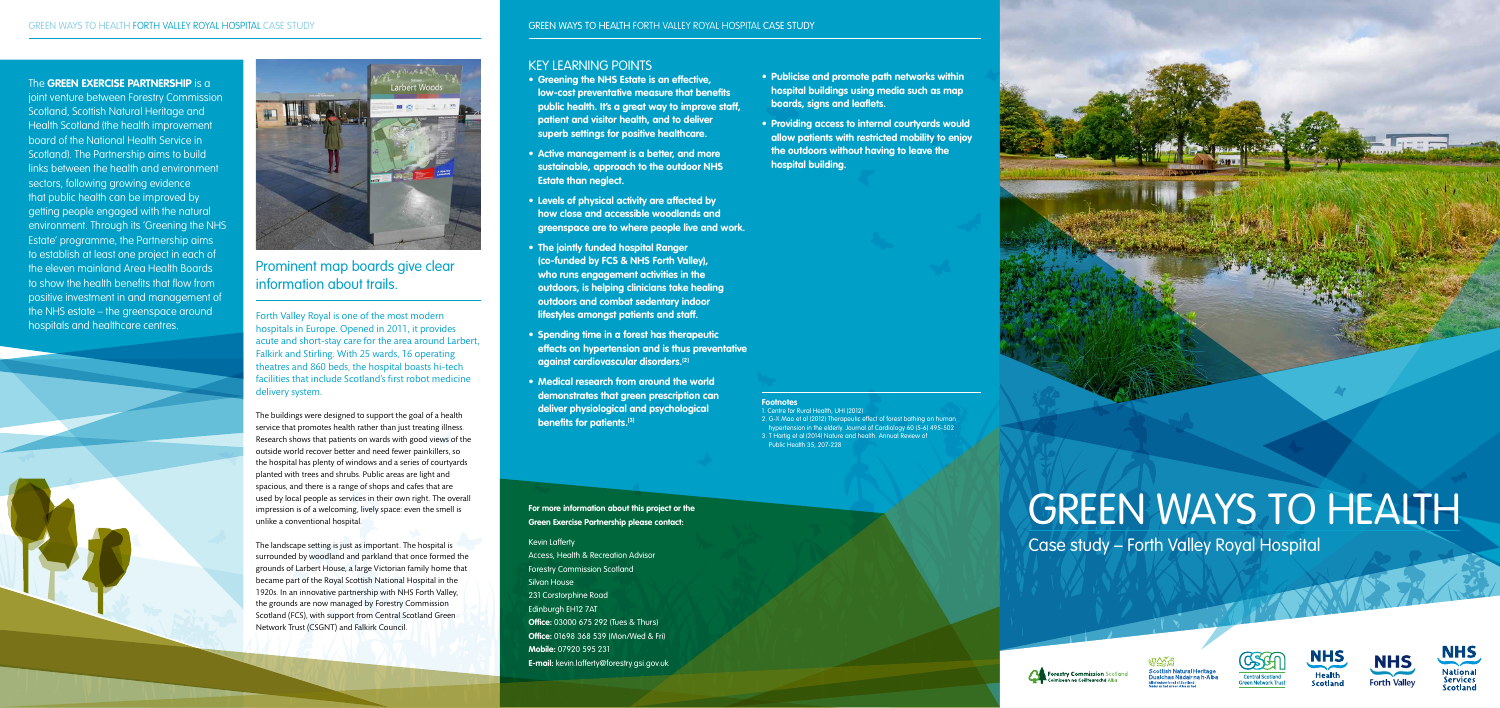The **GREEN EXERCISE PARTNERSHIP** is a joint venture between Forestry Commission Scotland, Scottish Natural Heritage and Health Scotland (the health improvement board of the National Health Service in Scotland). The Partnership aims to build links between the health and environment sectors, following growing evidence that public health can be improved by getting people engaged with the natural environment. Through its 'Greening the NHS Estate' programme, the Partnership aims to establish at least one project in each of the eleven mainland Area Health Boards to show the health benefits that flow from positive investment in and management of the NHS estate – the greenspace around hospitals and healthcare centres.

## Prominent map boards give clear information about trails.

Forth Valley Royal is one of the most modern hospitals in Europe. Opened in 2011, it provides acute and short-stay care for the area around Larbert, Falkirk and Stirling. With 25 wards, 16 operating theatres and 860 beds, the hospital boasts hi-tech facilities that include Scotland's first robot medicine delivery system.

The buildings were designed to support the goal of a health service that promotes health rather than just treating illness. Research shows that patients on wards with good views of the outside world recover better and need fewer painkillers, so the hospital has plenty of windows and a series of courtyards planted with trees and shrubs. Public areas are light and spacious, and there is a range of shops and cafes that are used by local people as services in their own right. The overall impression is of a welcoming, lively space: even the smell is unlike a conventional hospital.

The landscape setting is just as important. The hospital is surrounded by woodland and parkland that once formed the grounds of Larbert House, a large Victorian family home that became part of the Royal Scottish National Hospital in the 1920s. In an innovative partnership with NHS Forth Valley, the grounds are now managed by Forestry Commission Scotland (FCS), with support from Central Scotland Green Network Trust (CSGNT) and Falkirk Council.

## KEY LEARNING POINTS

- **Greening the NHS Estate is an effective, low-cost preventative measure that benefits public health. It's a great way to improve staff, patient and visitor health, and to deliver superb settings for positive healthcare.**
- **Active management is a better, and more sustainable, approach to the outdoor NHS Estate than neglect.**
- **Levels of physical activity are affected by how close and accessible woodlands and greenspace are to where people live and work.**
- **The jointly funded hospital Ranger (co-funded by FCS & NHS Forth Valley), who runs engagement activities in the outdoors, is helping clinicians take healing outdoors and combat sedentary indoor lifestyles amongst patients and staff.**
- **Spending time in a forest has therapeutic effects on hypertension and is thus preventative against cardiovascular disorders.[2]**
- **Medical research from around the world demonstrates that green prescription can deliver physiological and psychological benefits for patients.[3]**
- **Publicise and promote path networks within hospital buildings using media such as map boards, signs and leaflets.**
- **Providing access to internal courtyards would allow patients with restricted mobility to enjoy the outdoors without having to leave the hospital building.**

**Footnotes**

1. Centre for Rural Health, UHI (2012)
2. G-X Mao et al (2012) Therapeutic effect of forest bathing on human hypertension in the elderly. Journal of Cardiology 60 (5-6) 495-502
3. T Hartig et al (2014) Nature and health. Annual Review of Public Health 35, 207-228

**For more information about this project or the Green Exercise Partnership please contact:**

Kevin Lafferty
Access, Health & Recreation Advisor
Forestry Commission Scotland
Silvan House
231 Corstorphine Road
Edinburgh EH12 7AT
**Office:** 03000 675 292 (Tues & Thurs)
**Office:** 01698 368 539 (Mon/Wed & Fri)
**Mobile:** 07920 595 231
**E-mail:** kevin.lafferty@forestry.gsi.gov.uk

# GREEN WAYS TO HEALTH

## Case study – Forth Valley Royal Hospital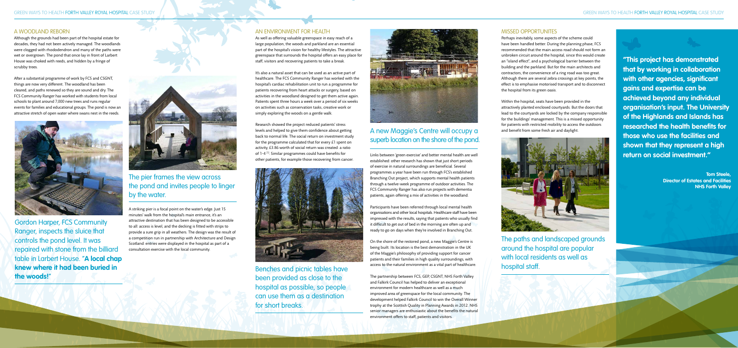## A WOODLAND REBORN

Although the grounds had been part of the hospital estate for decades, they had not been actively managed. The woodlands were clogged with rhododendron and many of the paths were wet or overgrown. The pond that once lay in front of Larbert House was choked with reeds, and hidden by a fringe of scrubby trees.

After a substantial programme of work by FCS and CSGNT, things are now very different. The woodland has been cleared, and paths renewed so they are sound and dry. The FCS Community Ranger has worked with students from local schools to plant around 7,000 new trees and runs regular events for families and educational groups. The pond is now an attractive stretch of open water where swans nest in the reeds.

Gordon Harper, FCS Community Ranger, inspects the sluice that controls the pond level. It was repaired with stone from the billiard table in Larbert House. "**A local chap knew where it had been buried in the woods!**"

The pier frames the view across the pond and invites people to linger by the water.

A striking pier is a focal point on the water's edge. Just 15 minutes' walk from the hospital's main entrance, it's an attractive destination that has been designed to be accessible to all: access is level, and the decking is fitted with strips to provide a sure grip in all weathers. The design was the result of a competition run in partnership with Architecture and Design Scotland: entries were displayed in the hospital as part of a consultation exercise with the local community.

## AN ENVIRONMENT FOR HEALTH

As well as offering valuable greenspace in easy reach of a large population, the woods and parkland are an essential part of the hospital's vision for healthy lifestyles. The attractive greenspace that surrounds the hospital offers an easy place for staff, visitors and recovering patients to take a break.

It's also a natural asset that can be used as an active part of healthcare. The FCS Community Ranger has worked with the hospital's cardiac rehabilitation unit to run a programme for patients recovering from heart attacks or surgery, based on activities in the woodland designed to get them active again. Patients spent three hours a week over a period of six weeks on activities such as conservation tasks, creative work or simply exploring the woods on a gentle walk.

Research showed the project reduced patients' stress levels and helped to give them confidence about getting back to normal life. The social return on investment study for the programme calculated that for every £1 spent on activity, £3.86 worth of social return was created: a ratio of 1-4 [1]. Similar programmes could have benefits for other patients, for example those recovering from cancer.

Benches and picnic tables have been provided as close to the hospital as possible, so people can use them as a destination for short breaks.

A new Maggie's Centre will occupy a superb location on the shore of the pond.

Links between 'green exercise' and better mental health are well established: other research has shown that just short periods of exercise in natural surroundings are beneficial. Several programmes a year have been run through FCS's established Branching Out project, which supports mental health patients through a twelve-week programme of outdoor activities. The FCS Community Ranger has also run projects with dementia patients, again offering a mix of activities in the woodland.

Participants have been referred through local mental health organisations and other local hospitals. Healthcare staff have been impressed with the results, saying that patients who usually find it difficult to get out of bed in the morning are often up and ready to go on days when they're involved in Branching Out.

On the shore of the restored pond, a new Maggie's Centre is being built. Its location is the best demonstration in the UK of the Maggie's philosophy of providing support for cancer patients and their families in high quality surroundings, with access to the natural environment as a vital part of healthcare.

The partnership between FCS, GEP, CSGNT, NHS Forth Valley and Falkirk Council has helped to deliver an exceptional environment for modern healthcare as well as a much improved area of greenspace for the local community. The development helped Falkirk Council to win the Overall Winner trophy at the Scottish Quality in Planning Awards in 2012. NHS senior managers are enthusiastic about the benefits the natural environment offers to staff, patients and visitors.

## MISSED OPPORTUNITES

Perhaps inevitably, some aspects of the scheme could have been handled better. During the planning phase, FCS recommended that the main access road should not form an unbroken circuit around the hospital, since this would create an "island effect", and a psychological barrier between the building and the parkland. But for the main architects and contractors, the convenience of a ring road was too great. Although there are several zebra crossings at key points, the effect is to emphasise motorised transport and to disconnect the hospital from its green oasis.

Within the hospital, seats have been provided in the attractively planted enclosed courtyards. But the doors that lead to the courtyards are locked by the company responsible for the buildings' management. This is a missed opportunity for patients with restricted mobility to access the outdoors and benefit from some fresh air and daylight.

The paths and landscaped grounds around the hospital are popular with local residents as well as hospital staff.

**"This project has demonstrated that by working in collaboration with other agencies, significant gains and expertise can be achieved beyond any individual organisation's input. The University of the Highlands and Islands has researched the health benefits for those who use the facilities and shown that they represent a high return on social investment."**

**Tom Steele,**
**Director of Estates and Facilities**
**NHS Forth Valley**